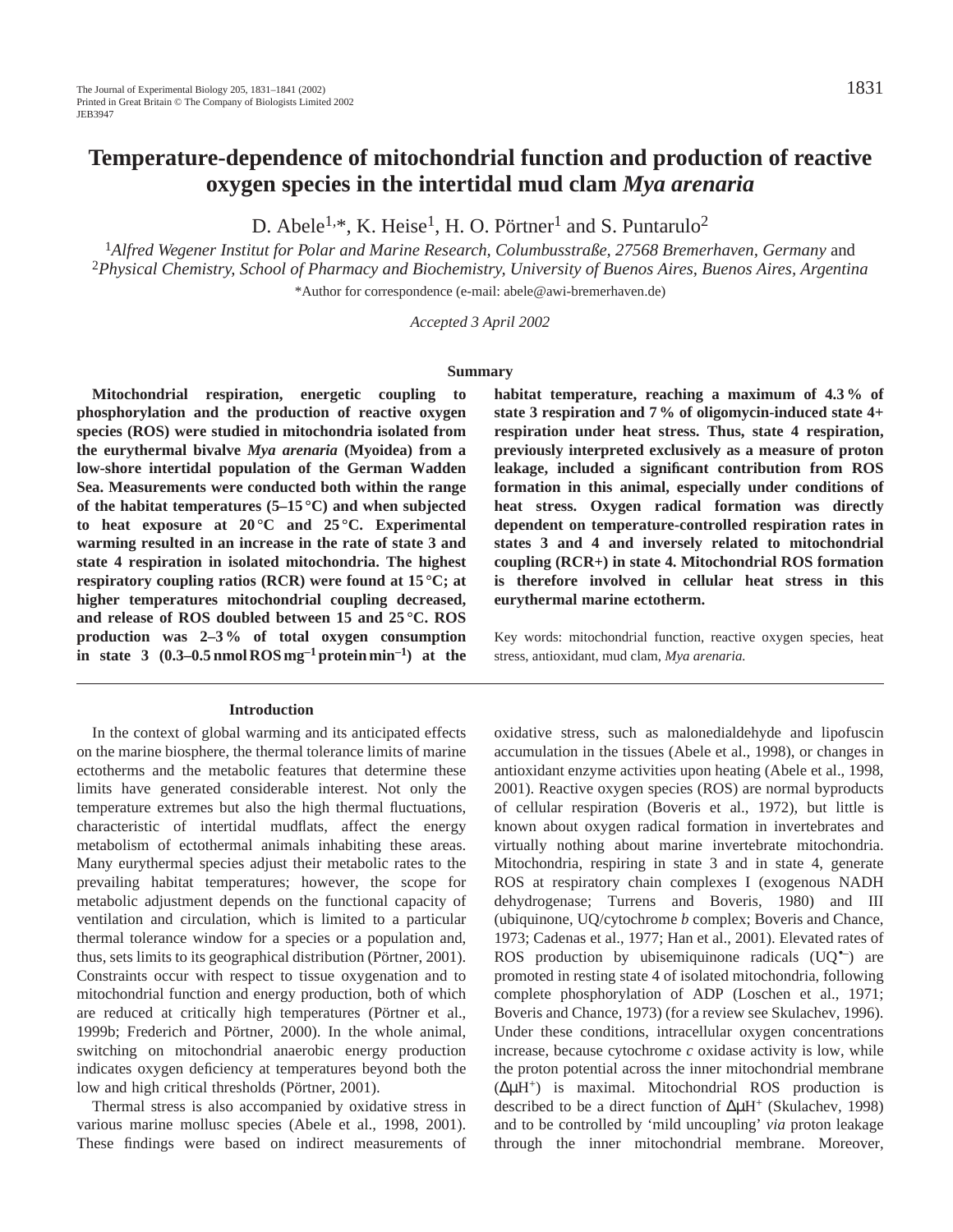# Temperature-dependence of mitochondrial function and production of reactive oxygen species in the intertidal mud clam *Mya arenaria*

D. Abele[1,*], K. Heise[1], H. O. Pörtner[1] and S. Puntarulo[2]

[1]*Alfred Wegener Institut for Polar and Marine Research, Columbusstraße, 27568 Bremerhaven, Germany* and [2]*Physical Chemistry, School of Pharmacy and Biochemistry, University of Buenos Aires, Buenos Aires, Argentina*

*Author for correspondence (e-mail: abele@awi-bremerhaven.de)

*Accepted 3 April 2002*

## Summary

**Mitochondrial respiration, energetic coupling to phosphorylation and the production of reactive oxygen species (ROS) were studied in mitochondria isolated from the eurythermal bivalve *Mya arenaria* (Myoidea) from a low-shore intertidal population of the German Wadden Sea. Measurements were conducted both within the range of the habitat temperatures (5–15 °C) and when subjected to heat exposure at 20 °C and 25 °C. Experimental warming resulted in an increase in the rate of state 3 and state 4 respiration in isolated mitochondria. The highest respiratory coupling ratios (RCR) were found at 15 °C; at higher temperatures mitochondrial coupling decreased, and release of ROS doubled between 15 and 25 °C. ROS production was 2–3 % of total oxygen consumption in state 3 (0.3–0.5 nmol ROS $mg^{-1}$ protein $min^{-1}$) at the habitat temperature, reaching a maximum of 4.3 % of state 3 respiration and 7 % of oligomycin-induced state 4+ respiration under heat stress. Thus, state 4 respiration, previously interpreted exclusively as a measure of proton leakage, included a significant contribution from ROS formation in this animal, especially under conditions of heat stress. Oxygen radical formation was directly dependent on temperature-controlled respiration rates in states 3 and 4 and inversely related to mitochondrial coupling (RCR+) in state 4. Mitochondrial ROS formation is therefore involved in cellular heat stress in this eurythermal marine ectotherm.**

Key words: mitochondrial function, reactive oxygen species, heat stress, antioxidant, mud clam, *Mya arenaria.*

## Introduction

In the context of global warming and its anticipated effects on the marine biosphere, the thermal tolerance limits of marine ectotherms and the metabolic features that determine these limits have generated considerable interest. Not only the temperature extremes but also the high thermal fluctuations, characteristic of intertidal mudflats, affect the energy metabolism of ectothermal animals inhabiting these areas. Many eurythermal species adjust their metabolic rates to the prevailing habitat temperatures; however, the scope for metabolic adjustment depends on the functional capacity of ventilation and circulation, which is limited to a particular thermal tolerance window for a species or a population and, thus, sets limits to its geographical distribution (Pörtner, 2001). Constraints occur with respect to tissue oxygenation and to mitochondrial function and energy production, both of which are reduced at critically high temperatures (Pörtner et al., 1999b; Frederich and Pörtner, 2000). In the whole animal, switching on mitochondrial anaerobic energy production indicates oxygen deficiency at temperatures beyond both the low and high critical thresholds (Pörtner, 2001).

Thermal stress is also accompanied by oxidative stress in various marine mollusc species (Abele et al., 1998, 2001). These findings were based on indirect measurements of oxidative stress, such as malonedialdehyde and lipofuscin accumulation in the tissues (Abele et al., 1998), or changes in antioxidant enzyme activities upon heating (Abele et al., 1998, 2001). Reactive oxygen species (ROS) are normal byproducts of cellular respiration (Boveris et al., 1972), but little is known about oxygen radical formation in invertebrates and virtually nothing about marine invertebrate mitochondria. Mitochondria, respiring in state 3 and in state 4, generate ROS at respiratory chain complexes I (exogenous NADH dehydrogenase; Turrens and Boveris, 1980) and III (ubiquinone, UQ/cytochrome *b* complex; Boveris and Chance, 1973; Cadenas et al., 1977; Han et al., 2001). Elevated rates of ROS production by ubisemiquinone radicals ($UQ^{\bullet-}$) are promoted in resting state 4 of isolated mitochondria, following complete phosphorylation of ADP (Loschen et al., 1971; Boveris and Chance, 1973) (for a review see Skulachev, 1996). Under these conditions, intracellular oxygen concentrations increase, because cytochrome *c* oxidase activity is low, while the proton potential across the inner mitochondrial membrane ($\Delta\mu H^+$) is maximal. Mitochondrial ROS production is described to be a direct function of $\Delta\mu H^+$ (Skulachev, 1998) and to be controlled by 'mild uncoupling' *via* proton leakage through the inner mitochondrial membrane. Moreover,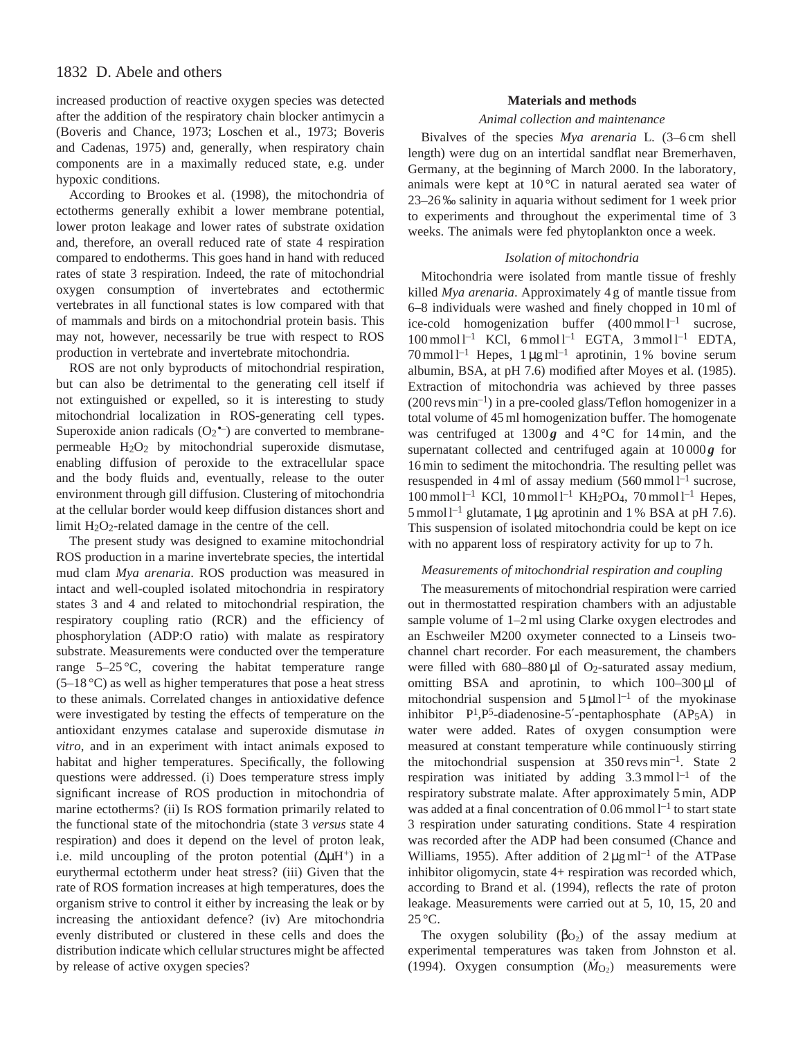increased production of reactive oxygen species was detected after the addition of the respiratory chain blocker antimycin a (Boveris and Chance, 1973; Loschen et al., 1973; Boveris and Cadenas, 1975) and, generally, when respiratory chain components are in a maximally reduced state, e.g. under hypoxic conditions.

According to Brookes et al. (1998), the mitochondria of ectotherms generally exhibit a lower membrane potential, lower proton leakage and lower rates of substrate oxidation and, therefore, an overall reduced rate of state 4 respiration compared to endotherms. This goes hand in hand with reduced rates of state 3 respiration. Indeed, the rate of mitochondrial oxygen consumption of invertebrates and ectothermic vertebrates in all functional states is low compared with that of mammals and birds on a mitochondrial protein basis. This may not, however, necessarily be true with respect to ROS production in vertebrate and invertebrate mitochondria.

ROS are not only byproducts of mitochondrial respiration, but can also be detrimental to the generating cell itself if not extinguished or expelled, so it is interesting to study mitochondrial localization in ROS-generating cell types. Superoxide anion radicals ($O_2^{\bullet-}$) are converted to membrane-permeable $H_2O_2$ by mitochondrial superoxide dismutase, enabling diffusion of peroxide to the extracellular space and the body fluids and, eventually, release to the outer environment through gill diffusion. Clustering of mitochondria at the cellular border would keep diffusion distances short and limit $H_2O_2$-related damage in the centre of the cell.

The present study was designed to examine mitochondrial ROS production in a marine invertebrate species, the intertidal mud clam *Mya arenaria*. ROS production was measured in intact and well-coupled isolated mitochondria in respiratory states 3 and 4 and related to mitochondrial respiration, the respiratory coupling ratio (RCR) and the efficiency of phosphorylation (ADP:O ratio) with malate as respiratory substrate. Measurements were conducted over the temperature range 5–25 °C, covering the habitat temperature range (5–18 °C) as well as higher temperatures that pose a heat stress to these animals. Correlated changes in antioxidative defence were investigated by testing the effects of temperature on the antioxidant enzymes catalase and superoxide dismutase *in vitro*, and in an experiment with intact animals exposed to habitat and higher temperatures. Specifically, the following questions were addressed. (i) Does temperature stress imply significant increase of ROS production in mitochondria of marine ectotherms? (ii) Is ROS formation primarily related to the functional state of the mitochondria (state 3 *versus* state 4 respiration) and does it depend on the level of proton leak, i.e. mild uncoupling of the proton potential ($\Delta\mu H^+$) in a eurythermal ectotherm under heat stress? (iii) Given that the rate of ROS formation increases at high temperatures, does the organism strive to control it either by increasing the leak or by increasing the antioxidant defence? (iv) Are mitochondria evenly distributed or clustered in these cells and does the distribution indicate which cellular structures might be affected by release of active oxygen species?

## Materials and methods

### Animal collection and maintenance

Bivalves of the species *Mya arenaria* L. (3–6 cm shell length) were dug on an intertidal sandflat near Bremerhaven, Germany, at the beginning of March 2000. In the laboratory, animals were kept at 10 °C in natural aerated sea water of 23–26 ‰ salinity in aquaria without sediment for 1 week prior to experiments and throughout the experimental time of 3 weeks. The animals were fed phytoplankton once a week.

### Isolation of mitochondria

Mitochondria were isolated from mantle tissue of freshly killed *Mya arenaria*. Approximately 4 g of mantle tissue from 6–8 individuals were washed and finely chopped in 10 ml of ice-cold homogenization buffer (400 mmol $l^{-1}$ sucrose, 100 mmol $l^{-1}$ KCl, 6 mmol $l^{-1}$ EGTA, 3 mmol $l^{-1}$ EDTA, 70 mmol $l^{-1}$ Hepes, 1 μg $ml^{-1}$ aprotinin, 1 % bovine serum albumin, BSA, at pH 7.6) modified after Moyes et al. (1985). Extraction of mitochondria was achieved by three passes (200 revs $min^{-1}$) in a pre-cooled glass/Teflon homogenizer in a total volume of 45 ml homogenization buffer. The homogenate was centrifuged at 1300 ***g*** and 4 °C for 14 min, and the supernatant collected and centrifuged again at 10 000 ***g*** for 16 min to sediment the mitochondria. The resulting pellet was resuspended in 4 ml of assay medium (560 mmol $l^{-1}$ sucrose, 100 mmol $l^{-1}$ KCl, 10 mmol $l^{-1}$ $KH_2PO_4$, 70 mmol $l^{-1}$ Hepes, 5 mmol $l^{-1}$ glutamate, 1 μg aprotinin and 1 % BSA at pH 7.6). This suspension of isolated mitochondria could be kept on ice with no apparent loss of respiratory activity for up to 7 h.

### Measurements of mitochondrial respiration and coupling

The measurements of mitochondrial respiration were carried out in thermostatted respiration chambers with an adjustable sample volume of 1–2 ml using Clarke oxygen electrodes and an Eschweiler M200 oxymeter connected to a Linseis two-channel chart recorder. For each measurement, the chambers were filled with 680–880 μl of $O_2$-saturated assay medium, omitting BSA and aprotinin, to which 100–300 μl of mitochondrial suspension and 5 μmol $l^{-1}$ of the myokinase inhibitor $P^1$,$P^5$-diadenosine-5′-pentaphosphate ($AP_5A$) in water were added. Rates of oxygen consumption were measured at constant temperature while continuously stirring the mitochondrial suspension at 350 revs $min^{-1}$. State 2 respiration was initiated by adding 3.3 mmol $l^{-1}$ of the respiratory substrate malate. After approximately 5 min, ADP was added at a final concentration of 0.06 mmol $l^{-1}$ to start state 3 respiration under saturating conditions. State 4 respiration was recorded after the ADP had been consumed (Chance and Williams, 1955). After addition of 2 μg $ml^{-1}$ of the ATPase inhibitor oligomycin, state 4+ respiration was recorded which, according to Brand et al. (1994), reflects the rate of proton leakage. Measurements were carried out at 5, 10, 15, 20 and 25 °C.

The oxygen solubility ($\beta_{O_2}$) of the assay medium at experimental temperatures was taken from Johnston et al. (1994). Oxygen consumption ($\dot{M}_{O_2}$) measurements were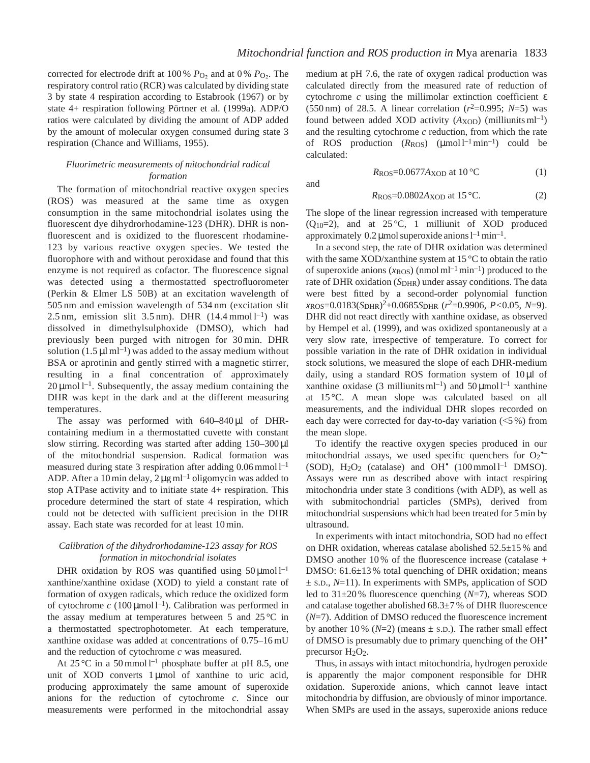corrected for electrode drift at 100 % $P_{O_2}$ and at 0 % $P_{O_2}$. The respiratory control ratio (RCR) was calculated by dividing state 3 by state 4 respiration according to Estabrook (1967) or by state 4+ respiration following Pörtner et al. (1999a). ADP/O ratios were calculated by dividing the amount of ADP added by the amount of molecular oxygen consumed during state 3 respiration (Chance and Williams, 1955).

### *Fluorimetric measurements of mitochondrial radical formation*

The formation of mitochondrial reactive oxygen species (ROS) was measured at the same time as oxygen consumption in the same mitochondrial isolates using the fluorescent dye dihydrorhodamine-123 (DHR). DHR is non-fluorescent and is oxidized to the fluorescent rhodamine-123 by various reactive oxygen species. We tested the fluorophore with and without peroxidase and found that this enzyme is not required as cofactor. The fluorescence signal was detected using a thermostatted spectrofluorometer (Perkin & Elmer LS 50B) at an excitation wavelength of 505 nm and emission wavelength of 534 nm (excitation slit 2.5 nm, emission slit 3.5 nm). DHR (14.4 mmol $l^{-1}$) was dissolved in dimethylsulphoxide (DMSO), which had previously been purged with nitrogen for 30 min. DHR solution (1.5 µl $ml^{-1}$) was added to the assay medium without BSA or aprotinin and gently stirred with a magnetic stirrer, resulting in a final concentration of approximately 20 µmol $l^{-1}$. Subsequently, the assay medium containing the DHR was kept in the dark and at the different measuring temperatures.

The assay was performed with 640–840 µl of DHR-containing medium in a thermostatted cuvette with constant slow stirring. Recording was started after adding 150–300 µl of the mitochondrial suspension. Radical formation was measured during state 3 respiration after adding 0.06 mmol $l^{-1}$ ADP. After a 10 min delay, 2 µg $ml^{-1}$ oligomycin was added to stop ATPase activity and to initiate state 4+ respiration. This procedure determined the start of state 4 respiration, which could not be detected with sufficient precision in the DHR assay. Each state was recorded for at least 10 min.

### *Calibration of the dihydrorhodamine-123 assay for ROS formation in mitochondrial isolates*

DHR oxidation by ROS was quantified using 50 µmol $l^{-1}$ xanthine/xanthine oxidase (XOD) to yield a constant rate of formation of oxygen radicals, which reduce the oxidized form of cytochrome *c* (100 µmol $l^{-1}$). Calibration was performed in the assay medium at temperatures between 5 and 25 °C in a thermostatted spectrophotometer. At each temperature, xanthine oxidase was added at concentrations of 0.75–16 mU and the reduction of cytochrome *c* was measured.

At 25 °C in a 50 mmol $l^{-1}$ phosphate buffer at pH 8.5, one unit of XOD converts 1 µmol of xanthine to uric acid, producing approximately the same amount of superoxide anions for the reduction of cytochrome *c*. Since our measurements were performed in the mitochondrial assay medium at pH 7.6, the rate of oxygen radical production was calculated directly from the measured rate of reduction of cytochrome *c* using the millimolar extinction coefficient ε (550 nm) of 28.5. A linear correlation ($r^2$=0.995; $N$=5) was found between added XOD activity ($A_{XOD}$) (milliunits $ml^{-1}$) and the resulting cytochrome *c* reduction, from which the rate of ROS production ($R_{ROS}$) (µmol $l^{-1}$ $min^{-1}$) could be calculated:

$$R_{ROS}=0.0677A_{XOD} \text{ at } 10\,°C \tag{1}$$

and

$$R_{ROS}=0.0802A_{XOD} \text{ at } 15\,°C. \tag{2}$$

The slope of the linear regression increased with temperature ($Q_{10}$=2), and at 25 °C, 1 milliunit of XOD produced approximately 0.2 µmol superoxide anions $l^{-1}$ $min^{-1}$.

In a second step, the rate of DHR oxidation was determined with the same XOD/xanthine system at 15 °C to obtain the ratio of superoxide anions ($x_{ROS}$) (nmol $ml^{-1}$ $min^{-1}$) produced to the rate of DHR oxidation ($S_{DHR}$) under assay conditions. The data were best fitted by a second-order polynomial function $x_{ROS}=0.0183(S_{DHR})^2+0.0685S_{DHR}$ ($r^2$=0.9906, $P$<0.05, $N$=9). DHR did not react directly with xanthine oxidase, as observed by Hempel et al. (1999), and was oxidized spontaneously at a very slow rate, irrespective of temperature. To correct for possible variation in the rate of DHR oxidation in individual stock solutions, we measured the slope of each DHR-medium daily, using a standard ROS formation system of 10 µl of xanthine oxidase (3 milliunits $ml^{-1}$) and 50 µmol $l^{-1}$ xanthine at 15 °C. A mean slope was calculated based on all measurements, and the individual DHR slopes recorded on each day were corrected for day-to-day variation (<5 %) from the mean slope.

To identify the reactive oxygen species produced in our mitochondrial assays, we used specific quenchers for $O_2^{\bullet-}$ (SOD), $H_2O_2$ (catalase) and $OH^{\bullet}$ (100 mmol $l^{-1}$ DMSO). Assays were run as described above with intact respiring mitochondria under state 3 conditions (with ADP), as well as with submitochondrial particles (SMPs), derived from mitochondrial suspensions which had been treated for 5 min by ultrasound.

In experiments with intact mitochondria, SOD had no effect on DHR oxidation, whereas catalase abolished 52.5±15 % and DMSO another 10 % of the fluorescence increase (catalase + DMSO: 61.6±13 % total quenching of DHR oxidation; means ± S.D., $N$=11). In experiments with SMPs, application of SOD led to 31±20 % fluorescence quenching ($N$=7), whereas SOD and catalase together abolished 68.3±7 % of DHR fluorescence ($N$=7). Addition of DMSO reduced the fluorescence increment by another 10 % ($N$=2) (means ± S.D.). The rather small effect of DMSO is presumably due to primary quenching of the $OH^{\bullet}$ precursor $H_2O_2$.

Thus, in assays with intact mitochondria, hydrogen peroxide is apparently the major component responsible for DHR oxidation. Superoxide anions, which cannot leave intact mitochondria by diffusion, are obviously of minor importance. When SMPs are used in the assays, superoxide anions reduce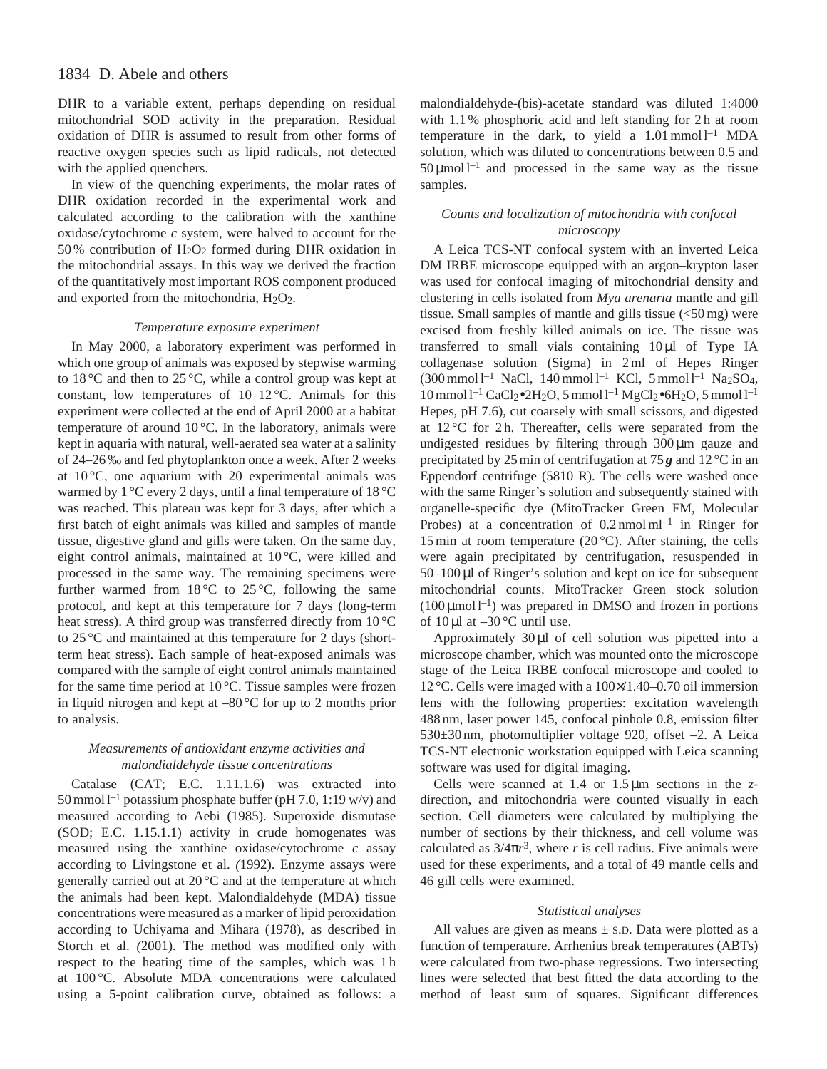DHR to a variable extent, perhaps depending on residual mitochondrial SOD activity in the preparation. Residual oxidation of DHR is assumed to result from other forms of reactive oxygen species such as lipid radicals, not detected with the applied quenchers.

In view of the quenching experiments, the molar rates of DHR oxidation recorded in the experimental work and calculated according to the calibration with the xanthine oxidase/cytochrome *c* system, were halved to account for the 50 % contribution of $H_2O_2$ formed during DHR oxidation in the mitochondrial assays. In this way we derived the fraction of the quantitatively most important ROS component produced and exported from the mitochondria, $H_2O_2$.

### *Temperature exposure experiment*

In May 2000, a laboratory experiment was performed in which one group of animals was exposed by stepwise warming to 18 °C and then to 25 °C, while a control group was kept at constant, low temperatures of 10–12 °C. Animals for this experiment were collected at the end of April 2000 at a habitat temperature of around 10 °C. In the laboratory, animals were kept in aquaria with natural, well-aerated sea water at a salinity of 24–26 ‰ and fed phytoplankton once a week. After 2 weeks at 10 °C, one aquarium with 20 experimental animals was warmed by 1 °C every 2 days, until a final temperature of 18 °C was reached. This plateau was kept for 3 days, after which a first batch of eight animals was killed and samples of mantle tissue, digestive gland and gills were taken. On the same day, eight control animals, maintained at 10 °C, were killed and processed in the same way. The remaining specimens were further warmed from 18 °C to 25 °C, following the same protocol, and kept at this temperature for 7 days (long-term heat stress). A third group was transferred directly from 10 °C to 25 °C and maintained at this temperature for 2 days (short-term heat stress). Each sample of heat-exposed animals was compared with the sample of eight control animals maintained for the same time period at 10 °C. Tissue samples were frozen in liquid nitrogen and kept at –80 °C for up to 2 months prior to analysis.

### *Measurements of antioxidant enzyme activities and malondialdehyde tissue concentrations*

Catalase (CAT; E.C. 1.11.1.6) was extracted into 50 mmol $l^{-1}$ potassium phosphate buffer (pH 7.0, 1:19 w/v) and measured according to Aebi (1985). Superoxide dismutase (SOD; E.C. 1.15.1.1) activity in crude homogenates was measured using the xanthine oxidase/cytochrome *c* assay according to Livingstone et al. *(*1992). Enzyme assays were generally carried out at 20 °C and at the temperature at which the animals had been kept. Malondialdehyde (MDA) tissue concentrations were measured as a marker of lipid peroxidation according to Uchiyama and Mihara (1978), as described in Storch et al. *(*2001). The method was modified only with respect to the heating time of the samples, which was 1 h at 100 °C. Absolute MDA concentrations were calculated using a 5-point calibration curve, obtained as follows: a malondialdehyde-(bis)-acetate standard was diluted 1:4000 with 1.1 % phosphoric acid and left standing for 2 h at room temperature in the dark, to yield a 1.01 mmol $l^{-1}$ MDA solution, which was diluted to concentrations between 0.5 and 50 µmol $l^{-1}$ and processed in the same way as the tissue samples.

### *Counts and localization of mitochondria with confocal microscopy*

A Leica TCS-NT confocal system with an inverted Leica DM IRBE microscope equipped with an argon–krypton laser was used for confocal imaging of mitochondrial density and clustering in cells isolated from *Mya arenaria* mantle and gill tissue. Small samples of mantle and gills tissue (<50 mg) were excised from freshly killed animals on ice. The tissue was transferred to small vials containing 10 µl of Type IA collagenase solution (Sigma) in 2 ml of Hepes Ringer (300 mmol $l^{-1}$ NaCl, 140 mmol $l^{-1}$ KCl, 5 mmol $l^{-1}$ $Na_2SO_4$, 10 mmol $l^{-1}$ $CaCl_2$•$2H_2O$, 5 mmol $l^{-1}$ $MgCl_2$•$6H_2O$, 5 mmol $l^{-1}$ Hepes, pH 7.6), cut coarsely with small scissors, and digested at 12 °C for 2 h. Thereafter, cells were separated from the undigested residues by filtering through 300 µm gauze and precipitated by 25 min of centrifugation at 75 ***g*** and 12 °C in an Eppendorf centrifuge (5810 R). The cells were washed once with the same Ringer's solution and subsequently stained with organelle-specific dye (MitoTracker Green FM, Molecular Probes) at a concentration of 0.2 nmol $ml^{-1}$ in Ringer for 15 min at room temperature (20 °C). After staining, the cells were again precipitated by centrifugation, resuspended in 50–100 µl of Ringer's solution and kept on ice for subsequent mitochondrial counts. MitoTracker Green stock solution (100 µmol $l^{-1}$) was prepared in DMSO and frozen in portions of 10 µl at –30 °C until use.

Approximately 30 µl of cell solution was pipetted into a microscope chamber, which was mounted onto the microscope stage of the Leica IRBE confocal microscope and cooled to 12 °C. Cells were imaged with a 100×/1.40–0.70 oil immersion lens with the following properties: excitation wavelength 488 nm, laser power 145, confocal pinhole 0.8, emission filter 530±30 nm, photomultiplier voltage 920, offset –2. A Leica TCS-NT electronic workstation equipped with Leica scanning software was used for digital imaging.

Cells were scanned at 1.4 or 1.5 µm sections in the *z*-direction, and mitochondria were counted visually in each section. Cell diameters were calculated by multiplying the number of sections by their thickness, and cell volume was calculated as $3/4\pi r^3$, where *r* is cell radius. Five animals were used for these experiments, and a total of 49 mantle cells and 46 gill cells were examined.

### *Statistical analyses*

All values are given as means ± S.D. Data were plotted as a function of temperature. Arrhenius break temperatures (ABTs) were calculated from two-phase regressions. Two intersecting lines were selected that best fitted the data according to the method of least sum of squares. Significant differences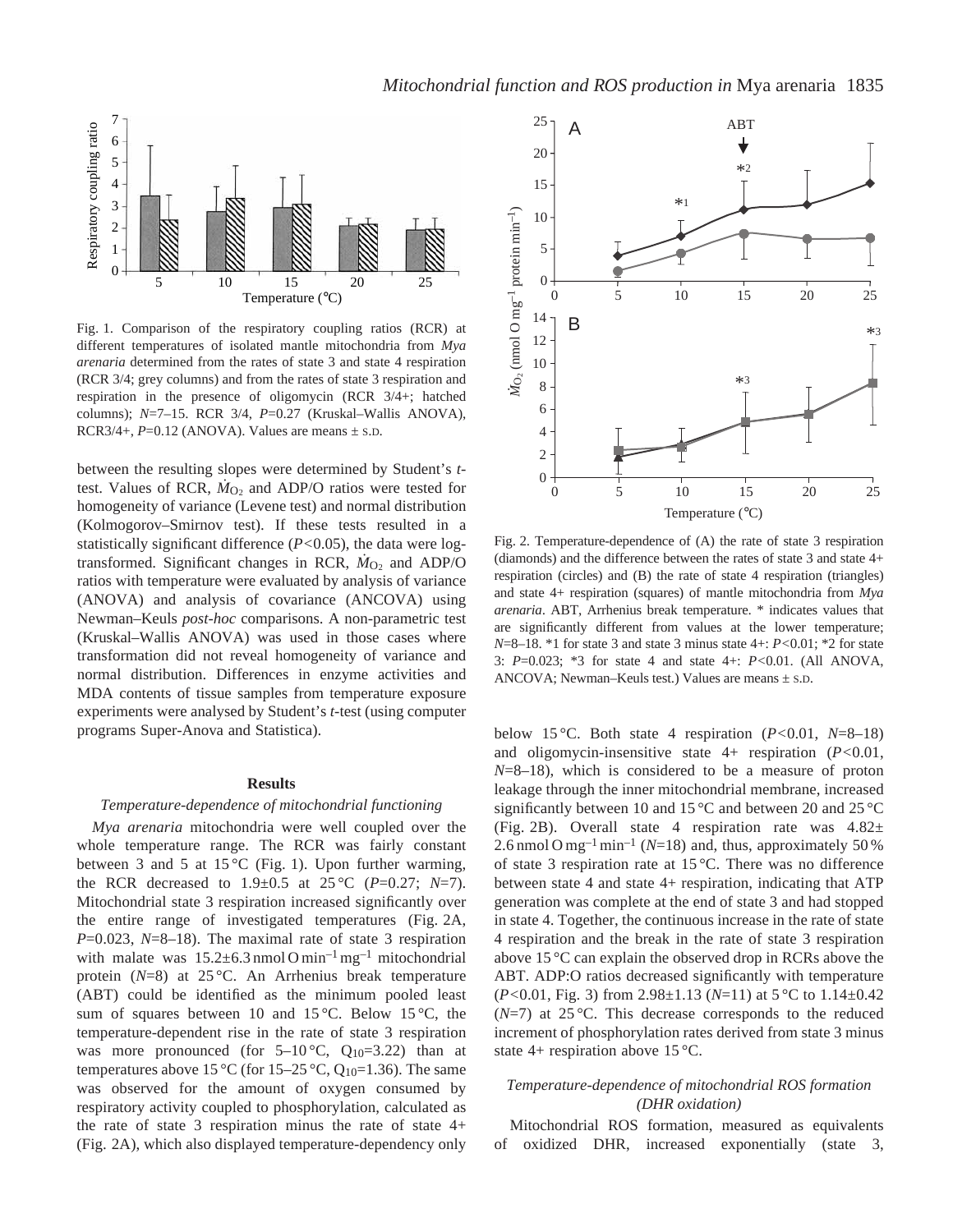Fig. 1. Comparison of the respiratory coupling ratios (RCR) at different temperatures of isolated mantle mitochondria from *Mya arenaria* determined from the rates of state 3 and state 4 respiration (RCR 3/4; grey columns) and from the rates of state 3 respiration and respiration in the presence of oligomycin (RCR 3/4+; hatched columns); $N$=7–15. RCR 3/4, $P$=0.27 (Kruskal–Wallis ANOVA), RCR3/4+, $P$=0.12 (ANOVA). Values are means ± S.D.

between the resulting slopes were determined by Student's *t*-test. Values of RCR, $\dot{M}_{O_2}$ and ADP/O ratios were tested for homogeneity of variance (Levene test) and normal distribution (Kolmogorov–Smirnov test). If these tests resulted in a statistically significant difference ($P$<0.05), the data were log-transformed. Significant changes in RCR, $\dot{M}_{O_2}$ and ADP/O ratios with temperature were evaluated by analysis of variance (ANOVA) and analysis of covariance (ANCOVA) using Newman–Keuls *post-hoc* comparisons. A non-parametric test (Kruskal–Wallis ANOVA) was used in those cases where transformation did not reveal homogeneity of variance and normal distribution. Differences in enzyme activities and MDA contents of tissue samples from temperature exposure experiments were analysed by Student's *t*-test (using computer programs Super-Anova and Statistica).

## Results

### *Temperature-dependence of mitochondrial functioning*

*Mya arenaria* mitochondria were well coupled over the whole temperature range. The RCR was fairly constant between 3 and 5 at 15 °C (Fig. 1). Upon further warming, the RCR decreased to 1.9±0.5 at 25 °C ($P$=0.27; $N$=7). Mitochondrial state 3 respiration increased significantly over the entire range of investigated temperatures (Fig. 2A, $P$=0.023, $N$=8–18). The maximal rate of state 3 respiration with malate was 15.2±6.3 nmol O min$^{-1}$ mg$^{-1}$ mitochondrial protein ($N$=8) at 25 °C. An Arrhenius break temperature (ABT) could be identified as the minimum pooled least sum of squares between 10 and 15 °C. Below 15 °C, the temperature-dependent rise in the rate of state 3 respiration was more pronounced (for 5–10 °C, $Q_{10}$=3.22) than at temperatures above 15 °C (for 15–25 °C, $Q_{10}$=1.36). The same was observed for the amount of oxygen consumed by respiratory activity coupled to phosphorylation, calculated as the rate of state 3 respiration minus the rate of state 4+ (Fig. 2A), which also displayed temperature-dependency only

Fig. 2. Temperature-dependence of (A) the rate of state 3 respiration (diamonds) and the difference between the rates of state 3 and state 4+ respiration (circles) and (B) the rate of state 4 respiration (triangles) and state 4+ respiration (squares) of mantle mitochondria from *Mya arenaria*. ABT, Arrhenius break temperature. * indicates values that are significantly different from values at the lower temperature; $N$=8–18. *1 for state 3 and state 3 minus state 4+: $P$<0.01; *2 for state 3: $P$=0.023; *3 for state 4 and state 4+: $P$<0.01. (All ANOVA, ANCOVA; Newman–Keuls test.) Values are means ± S.D.

below 15 °C. Both state 4 respiration ($P$<0.01, $N$=8–18) and oligomycin-insensitive state 4+ respiration ($P$<0.01, $N$=8–18), which is considered to be a measure of proton leakage through the inner mitochondrial membrane, increased significantly between 10 and 15 °C and between 20 and 25 °C (Fig. 2B). Overall state 4 respiration rate was 4.82±2.6 nmol O mg$^{-1}$ min$^{-1}$ ($N$=18) and, thus, approximately 50 % of state 3 respiration rate at 15 °C. There was no difference between state 4 and state 4+ respiration, indicating that ATP generation was complete at the end of state 3 and had stopped in state 4. Together, the continuous increase in the rate of state 4 respiration and the break in the rate of state 3 respiration above 15 °C can explain the observed drop in RCRs above the ABT. ADP:O ratios decreased significantly with temperature ($P$<0.01, Fig. 3) from 2.98±1.13 ($N$=11) at 5 °C to 1.14±0.42 ($N$=7) at 25 °C. This decrease corresponds to the reduced increment of phosphorylation rates derived from state 3 minus state 4+ respiration above 15 °C.

### *Temperature-dependence of mitochondrial ROS formation (DHR oxidation)*

Mitochondrial ROS formation, measured as equivalents of oxidized DHR, increased exponentially (state 3,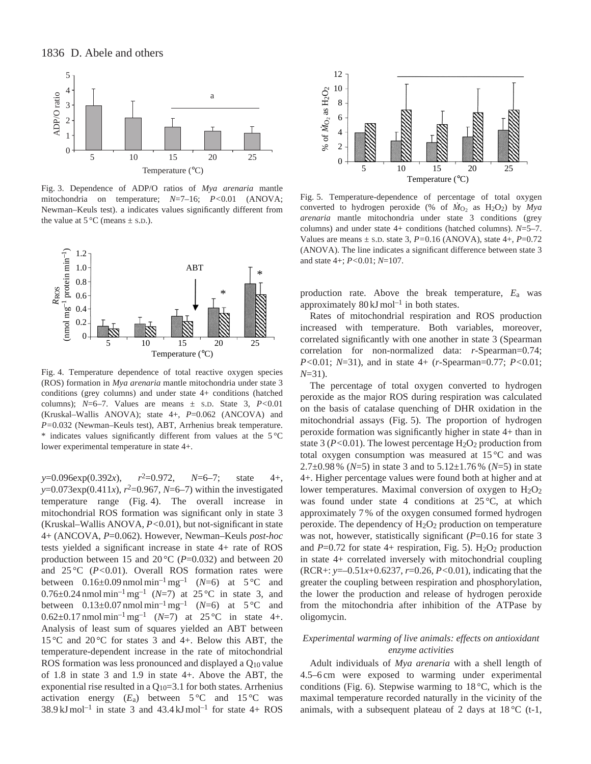Fig. 3. Dependence of ADP/O ratios of *Mya arenaria* mantle mitochondria on temperature; $N$=7–16; $P$<0.01 (ANOVA; Newman–Keuls test). a indicates values significantly different from the value at 5 °C (means ± S.D.).

Fig. 4. Temperature dependence of total reactive oxygen species (ROS) formation in *Mya arenaria* mantle mitochondria under state 3 conditions (grey columns) and under state 4+ conditions (hatched columns); $N$=6–7. Values are means ± S.D. State 3, $P$<0.01 (Kruskal–Wallis ANOVA); state 4+, $P$=0.062 (ANCOVA) and $P$=0.032 (Newman–Keuls test), ABT, Arrhenius break temperature. * indicates values significantly different from values at the 5 °C lower experimental temperature in state 4+.

$y$=0.096exp(0.392$x$), $r^2$=0.972, $N$=6–7; state 4+, $y$=0.073exp(0.411$x$), $r^2$=0.967, $N$=6–7) within the investigated temperature range (Fig. 4). The overall increase in mitochondrial ROS formation was significant only in state 3 (Kruskal–Wallis ANOVA, $P$<0.01), but not-significant in state 4+ (ANCOVA, $P$=0.062). However, Newman–Keuls *post-hoc* tests yielded a significant increase in state 4+ rate of ROS production between 15 and 20 °C ($P$=0.032) and between 20 and 25 °C ($P$<0.01). Overall ROS formation rates were between 0.16±0.09 nmol min$^{-1}$ mg$^{-1}$ ($N$=6) at 5 °C and 0.76±0.24 nmol min$^{-1}$ mg$^{-1}$ ($N$=7) at 25 °C in state 3, and between 0.13±0.07 nmol min$^{-1}$ mg$^{-1}$ ($N$=6) at 5 °C and 0.62±0.17 nmol min$^{-1}$ mg$^{-1}$ ($N$=7) at 25 °C in state 4+. Analysis of least sum of squares yielded an ABT between 15 °C and 20 °C for states 3 and 4+. Below this ABT, the temperature-dependent increase in the rate of mitochondrial ROS formation was less pronounced and displayed a $Q_{10}$ value of 1.8 in state 3 and 1.9 in state 4+. Above the ABT, the exponential rise resulted in a $Q_{10}$=3.1 for both states. Arrhenius activation energy ($E_a$) between 5 °C and 15 °C was 38.9 kJ mol$^{-1}$ in state 3 and 43.4 kJ mol$^{-1}$ for state 4+ ROS production rate. Above the break temperature, $E_a$ was approximately 80 kJ mol$^{-1}$ in both states.

Fig. 5. Temperature-dependence of percentage of total oxygen converted to hydrogen peroxide (% of $\dot{M}_{O_2}$ as $H_2O_2$) by *Mya arenaria* mantle mitochondria under state 3 conditions (grey columns) and under state 4+ conditions (hatched columns). $N$=5–7. Values are means ± S.D. state 3, $P$=0.16 (ANOVA), state 4+, $P$=0.72 (ANOVA). The line indicates a significant difference between state 3 and state 4+; $P$<0.01; $N$=107.

Rates of mitochondrial respiration and ROS production increased with temperature. Both variables, moreover, correlated significantly with one another in state 3 (Spearman correlation for non-normalized data: $r$-Spearman=0.74; $P$<0.01; $N$=31), and in state 4+ ($r$-Spearman=0.77; $P$<0.01; $N$=31).

The percentage of total oxygen converted to hydrogen peroxide as the major ROS during respiration was calculated on the basis of catalase quenching of DHR oxidation in the mitochondrial assays (Fig. 5). The proportion of hydrogen peroxide formation was significantly higher in state 4+ than in state 3 ($P$<0.01). The lowest percentage $H_2O_2$ production from total oxygen consumption was measured at 15 °C and was 2.7±0.98 % ($N$=5) in state 3 and to 5.12±1.76 % ($N$=5) in state 4+. Higher percentage values were found both at higher and at lower temperatures. Maximal conversion of oxygen to $H_2O_2$ was found under state 4 conditions at 25 °C, at which approximately 7 % of the oxygen consumed formed hydrogen peroxide. The dependency of $H_2O_2$ production on temperature was not, however, statistically significant ($P$=0.16 for state 3 and $P$=0.72 for state 4+ respiration, Fig. 5). $H_2O_2$ production in state 4+ correlated inversely with mitochondrial coupling (RCR+: $y$=–0.51$x$+0.6237, $r$=0.26, $P$<0.01), indicating that the greater the coupling between respiration and phosphorylation, the lower the production and release of hydrogen peroxide from the mitochondria after inhibition of the ATPase by oligomycin.

### *Experimental warming of live animals: effects on antioxidant enzyme activities*

Adult individuals of *Mya arenaria* with a shell length of 4.5–6 cm were exposed to warming under experimental conditions (Fig. 6). Stepwise warming to 18 °C, which is the maximal temperature recorded naturally in the vicinity of the animals, with a subsequent plateau of 2 days at 18 °C (t-1,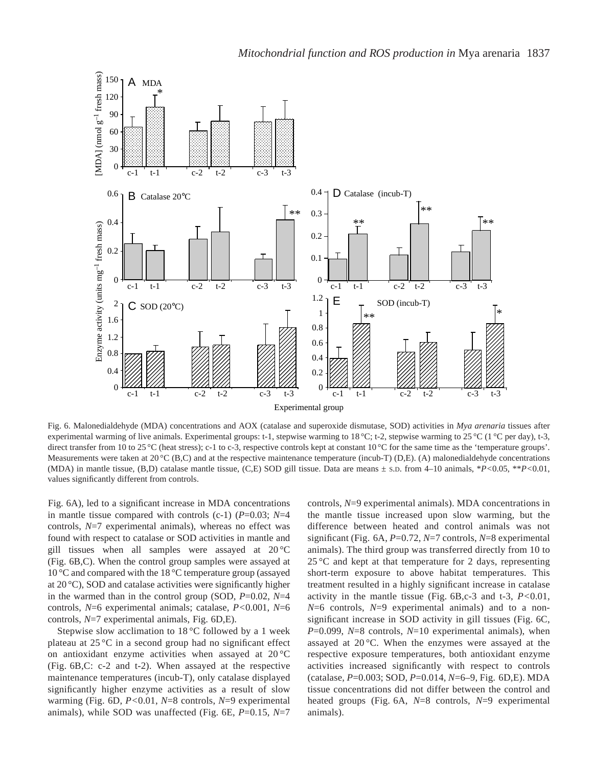Fig. 6. Malonedialdehyde (MDA) concentrations and AOX (catalase and superoxide dismutase, SOD) activities in *Mya arenaria* tissues after experimental warming of live animals. Experimental groups: t-1, stepwise warming to 18 °C; t-2, stepwise warming to 25 °C (1 °C per day), t-3, direct transfer from 10 to 25 °C (heat stress); c-1 to c-3, respective controls kept at constant 10 °C for the same time as the 'temperature groups'. Measurements were taken at 20 °C (B,C) and at the respective maintenance temperature (incub-T) (D,E). (A) malonedialdehyde concentrations (MDA) in mantle tissue, (B,D) catalase mantle tissue, (C,E) SOD gill tissue. Data are means ± S.D. from 4–10 animals, \*$P<0.05$, \*\*$P<0.01$, values significantly different from controls.

Fig. 6A), led to a significant increase in MDA concentrations in mantle tissue compared with controls (c-1) ($P$=0.03; $N$=4 controls, $N$=7 experimental animals), whereas no effect was found with respect to catalase or SOD activities in mantle and gill tissues when all samples were assayed at 20 °C (Fig. 6B,C). When the control group samples were assayed at 10 °C and compared with the 18 °C temperature group (assayed at 20 °C), SOD and catalase activities were significantly higher in the warmed than in the control group (SOD, $P$=0.02, $N$=4 controls, $N$=6 experimental animals; catalase, $P<0.001$, $N$=6 controls, $N$=7 experimental animals, Fig. 6D,E).

Stepwise slow acclimation to 18 °C followed by a 1 week plateau at 25 °C in a second group had no significant effect on antioxidant enzyme activities when assayed at 20 °C (Fig. 6B,C: c-2 and t-2). When assayed at the respective maintenance temperatures (incub-T), only catalase displayed significantly higher enzyme activities as a result of slow warming (Fig. 6D, $P<0.01$, $N$=8 controls, $N$=9 experimental animals), while SOD was unaffected (Fig. 6E, $P$=0.15, $N$=7 controls, $N$=9 experimental animals). MDA concentrations in the mantle tissue increased upon slow warming, but the difference between heated and control animals was not significant (Fig. 6A, $P$=0.72, $N$=7 controls, $N$=8 experimental animals). The third group was transferred directly from 10 to 25 °C and kept at that temperature for 2 days, representing short-term exposure to above habitat temperatures. This treatment resulted in a highly significant increase in catalase activity in the mantle tissue (Fig. 6B,c-3 and t-3, $P<0.01$, $N$=6 controls, $N$=9 experimental animals) and to a non-significant increase in SOD activity in gill tissues (Fig. 6C, $P$=0.099, $N$=8 controls, $N$=10 experimental animals), when assayed at 20 °C. When the enzymes were assayed at the respective exposure temperatures, both antioxidant enzyme activities increased significantly with respect to controls (catalase, $P$=0.003; SOD, $P$=0.014, $N$=6–9, Fig. 6D,E). MDA tissue concentrations did not differ between the control and heated groups (Fig. 6A, $N$=8 controls, $N$=9 experimental animals).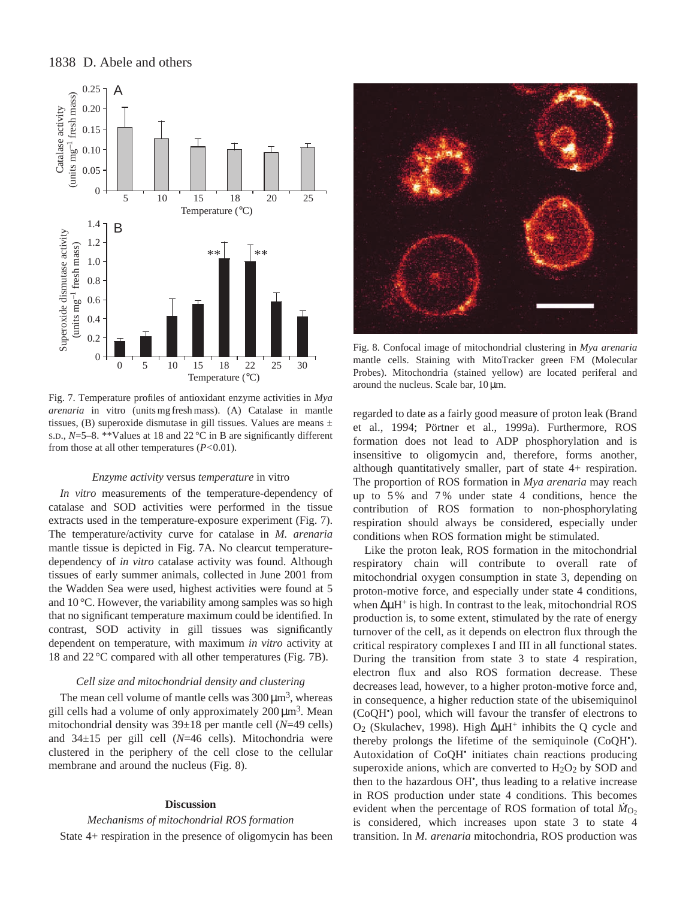Fig. 7. Temperature profiles of antioxidant enzyme activities in *Mya arenaria* in vitro (units mg fresh mass). (A) Catalase in mantle tissues, (B) superoxide dismutase in gill tissues. Values are means ± S.D., $N$=5–8. **Values at 18 and 22 °C in B are significantly different from those at all other temperatures ($P$<0.01).

### *Enzyme activity* versus *temperature* in vitro

*In vitro* measurements of the temperature-dependency of catalase and SOD activities were performed in the tissue extracts used in the temperature-exposure experiment (Fig. 7). The temperature/activity curve for catalase in *M. arenaria* mantle tissue is depicted in Fig. 7A. No clearcut temperature-dependency of *in vitro* catalase activity was found. Although tissues of early summer animals, collected in June 2001 from the Wadden Sea were used, highest activities were found at 5 and 10 °C. However, the variability among samples was so high that no significant temperature maximum could be identified. In contrast, SOD activity in gill tissues was significantly dependent on temperature, with maximum *in vitro* activity at 18 and 22 °C compared with all other temperatures (Fig. 7B).

### *Cell size and mitochondrial density and clustering*

The mean cell volume of mantle cells was 300 μm$^3$, whereas gill cells had a volume of only approximately 200 μm$^3$. Mean mitochondrial density was 39±18 per mantle cell ($N$=49 cells) and 34±15 per gill cell ($N$=46 cells). Mitochondria were clustered in the periphery of the cell close to the cellular membrane and around the nucleus (Fig. 8).

Fig. 8. Confocal image of mitochondrial clustering in *Mya arenaria* mantle cells. Staining with MitoTracker green FM (Molecular Probes). Mitochondria (stained yellow) are located periferal and around the nucleus. Scale bar, 10 μm.

## Discussion

### *Mechanisms of mitochondrial ROS formation*

State 4+ respiration in the presence of oligomycin has been regarded to date as a fairly good measure of proton leak (Brand et al., 1994; Pörtner et al., 1999a). Furthermore, ROS formation does not lead to ADP phosphorylation and is insensitive to oligomycin and, therefore, forms another, although quantitatively smaller, part of state 4+ respiration. The proportion of ROS formation in *Mya arenaria* may reach up to 5% and 7% under state 4 conditions, hence the contribution of ROS formation to non-phosphorylating respiration should always be considered, especially under conditions when ROS formation might be stimulated.

Like the proton leak, ROS formation in the mitochondrial respiratory chain will contribute to overall rate of mitochondrial oxygen consumption in state 3, depending on proton-motive force, and especially under state 4 conditions, when $\Delta\mu H^+$ is high. In contrast to the leak, mitochondrial ROS production is, to some extent, stimulated by the rate of energy turnover of the cell, as it depends on electron flux through the critical respiratory complexes I and III in all functional states. During the transition from state 3 to state 4 respiration, electron flux and also ROS formation decrease. These decreases lead, however, to a higher proton-motive force and, in consequence, a higher reduction state of the ubisemiquinol ($CoQH^{\bullet}$) pool, which will favour the transfer of electrons to $O_2$ (Skulachev, 1998). High $\Delta\mu H^+$ inhibits the Q cycle and thereby prolongs the lifetime of the semiquinole ($CoQH^{\bullet}$). Autoxidation of $CoQH^{\bullet}$ initiates chain reactions producing superoxide anions, which are converted to $H_2O_2$ by SOD and then to the hazardous $OH^{\bullet}$, thus leading to a relative increase in ROS production under state 4 conditions. This becomes evident when the percentage of ROS formation of total $\dot{M}_{O_2}$ is considered, which increases upon state 3 to state 4 transition. In *M. arenaria* mitochondria, ROS production was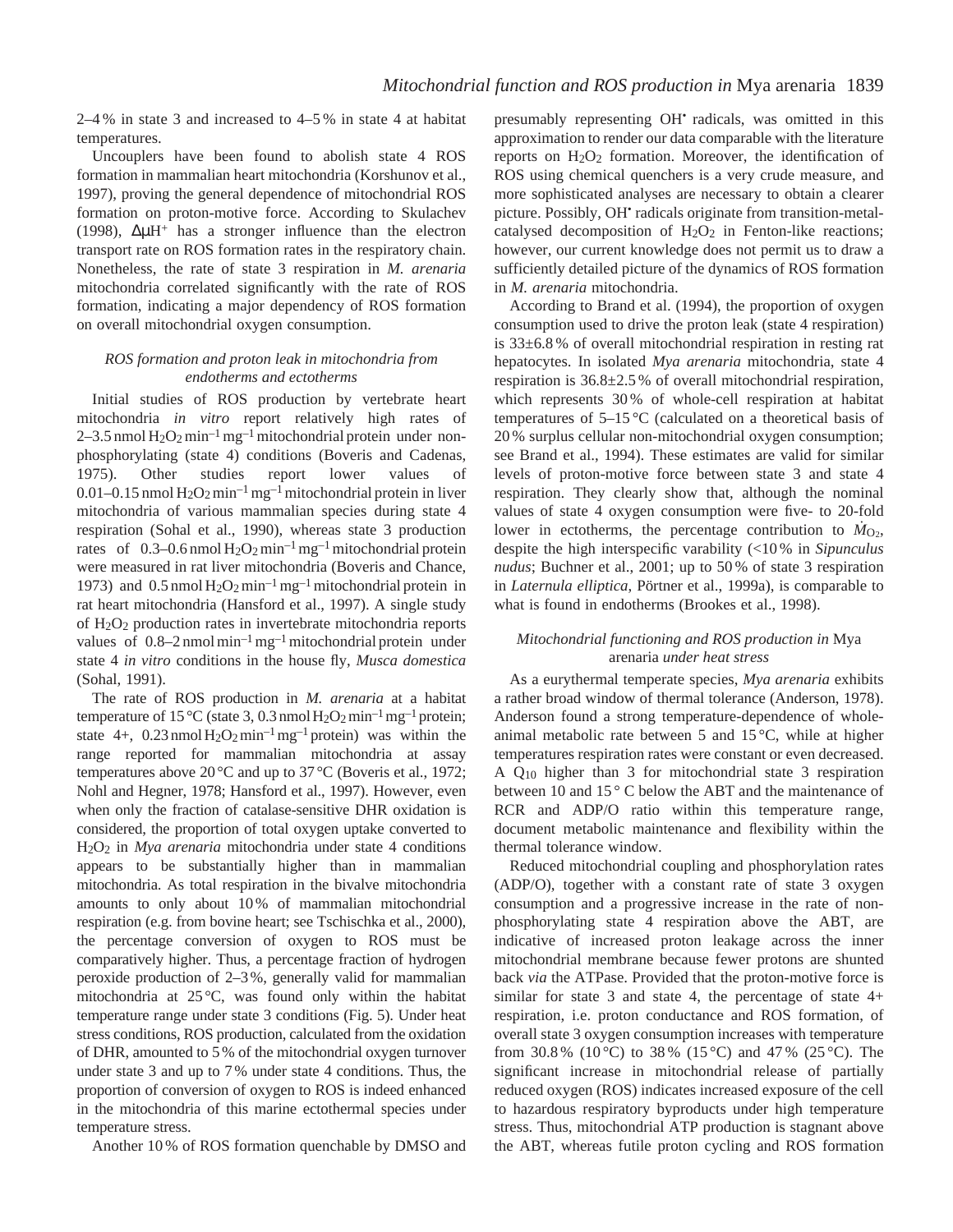2–4 % in state 3 and increased to 4–5 % in state 4 at habitat temperatures.

Uncouplers have been found to abolish state 4 ROS formation in mammalian heart mitochondria (Korshunov et al., 1997), proving the general dependence of mitochondrial ROS formation on proton-motive force. According to Skulachev (1998), $\Delta\mu H^+$ has a stronger influence than the electron transport rate on ROS formation rates in the respiratory chain. Nonetheless, the rate of state 3 respiration in *M. arenaria* mitochondria correlated significantly with the rate of ROS formation, indicating a major dependency of ROS formation on overall mitochondrial oxygen consumption.

### *ROS formation and proton leak in mitochondria from endotherms and ectotherms*

Initial studies of ROS production by vertebrate heart mitochondria *in vitro* report relatively high rates of 2–3.5 nmol $H_2O_2$ $min^{-1}$ $mg^{-1}$ mitochondrial protein under non-phosphorylating (state 4) conditions (Boveris and Cadenas, 1975). Other studies report lower values of 0.01–0.15 nmol $H_2O_2$ $min^{-1}$ $mg^{-1}$ mitochondrial protein in liver mitochondria of various mammalian species during state 4 respiration (Sohal et al., 1990), whereas state 3 production rates of 0.3–0.6 nmol $H_2O_2$ $min^{-1}$ $mg^{-1}$ mitochondrial protein were measured in rat liver mitochondria (Boveris and Chance, 1973) and 0.5 nmol $H_2O_2$ $min^{-1}$ $mg^{-1}$ mitochondrial protein in rat heart mitochondria (Hansford et al., 1997). A single study of $H_2O_2$ production rates in invertebrate mitochondria reports values of 0.8–2 nmol $min^{-1}$ $mg^{-1}$ mitochondrial protein under state 4 *in vitro* conditions in the house fly, *Musca domestica* (Sohal, 1991).

The rate of ROS production in *M. arenaria* at a habitat temperature of 15 °C (state 3, 0.3 nmol $H_2O_2$ $min^{-1}$ $mg^{-1}$ protein; state 4+, 0.23 nmol $H_2O_2$ $min^{-1}$ $mg^{-1}$ protein) was within the range reported for mammalian mitochondria at assay temperatures above 20 °C and up to 37 °C (Boveris et al., 1972; Nohl and Hegner, 1978; Hansford et al., 1997). However, even when only the fraction of catalase-sensitive DHR oxidation is considered, the proportion of total oxygen uptake converted to $H_2O_2$ in *Mya arenaria* mitochondria under state 4 conditions appears to be substantially higher than in mammalian mitochondria. As total respiration in the bivalve mitochondria amounts to only about 10 % of mammalian mitochondrial respiration (e.g. from bovine heart; see Tschischka et al., 2000), the percentage conversion of oxygen to ROS must be comparatively higher. Thus, a percentage fraction of hydrogen peroxide production of 2–3 %, generally valid for mammalian mitochondria at 25 °C, was found only within the habitat temperature range under state 3 conditions (Fig. 5). Under heat stress conditions, ROS production, calculated from the oxidation of DHR, amounted to 5 % of the mitochondrial oxygen turnover under state 3 and up to 7 % under state 4 conditions. Thus, the proportion of conversion of oxygen to ROS is indeed enhanced in the mitochondria of this marine ectothermal species under temperature stress.

Another 10 % of ROS formation quenchable by DMSO and presumably representing $OH^•$ radicals, was omitted in this approximation to render our data comparable with the literature reports on $H_2O_2$ formation. Moreover, the identification of ROS using chemical quenchers is a very crude measure, and more sophisticated analyses are necessary to obtain a clearer picture. Possibly, $OH^•$ radicals originate from transition-metal-catalysed decomposition of $H_2O_2$ in Fenton-like reactions; however, our current knowledge does not permit us to draw a sufficiently detailed picture of the dynamics of ROS formation in *M. arenaria* mitochondria.

According to Brand et al. (1994), the proportion of oxygen consumption used to drive the proton leak (state 4 respiration) is 33±6.8 % of overall mitochondrial respiration in resting rat hepatocytes. In isolated *Mya arenaria* mitochondria, state 4 respiration is 36.8±2.5 % of overall mitochondrial respiration, which represents 30 % of whole-cell respiration at habitat temperatures of 5–15 °C (calculated on a theoretical basis of 20 % surplus cellular non-mitochondrial oxygen consumption; see Brand et al., 1994). These estimates are valid for similar levels of proton-motive force between state 3 and state 4 respiration. They clearly show that, although the nominal values of state 4 oxygen consumption were five- to 20-fold lower in ectotherms, the percentage contribution to $\dot{M}_{O_2}$, despite the high interspecific varability (<10 % in *Sipunculus nudus*; Buchner et al., 2001; up to 50 % of state 3 respiration in *Laternula elliptica*, Pörtner et al., 1999a), is comparable to what is found in endotherms (Brookes et al., 1998).

### *Mitochondrial functioning and ROS production in* Mya arenaria *under heat stress*

As a eurythermal temperate species, *Mya arenaria* exhibits a rather broad window of thermal tolerance (Anderson, 1978). Anderson found a strong temperature-dependence of whole-animal metabolic rate between 5 and 15 °C, while at higher temperatures respiration rates were constant or even decreased. A $Q_{10}$ higher than 3 for mitochondrial state 3 respiration between 10 and 15 ° C below the ABT and the maintenance of RCR and ADP/O ratio within this temperature range, document metabolic maintenance and flexibility within the thermal tolerance window.

Reduced mitochondrial coupling and phosphorylation rates (ADP/O), together with a constant rate of state 3 oxygen consumption and a progressive increase in the rate of non-phosphorylating state 4 respiration above the ABT, are indicative of increased proton leakage across the inner mitochondrial membrane because fewer protons are shunted back *via* the ATPase. Provided that the proton-motive force is similar for state 3 and state 4, the percentage of state 4+ respiration, i.e. proton conductance and ROS formation, of overall state 3 oxygen consumption increases with temperature from 30.8 % (10 °C) to 38 % (15 °C) and 47 % (25 °C). The significant increase in mitochondrial release of partially reduced oxygen (ROS) indicates increased exposure of the cell to hazardous respiratory byproducts under high temperature stress. Thus, mitochondrial ATP production is stagnant above the ABT, whereas futile proton cycling and ROS formation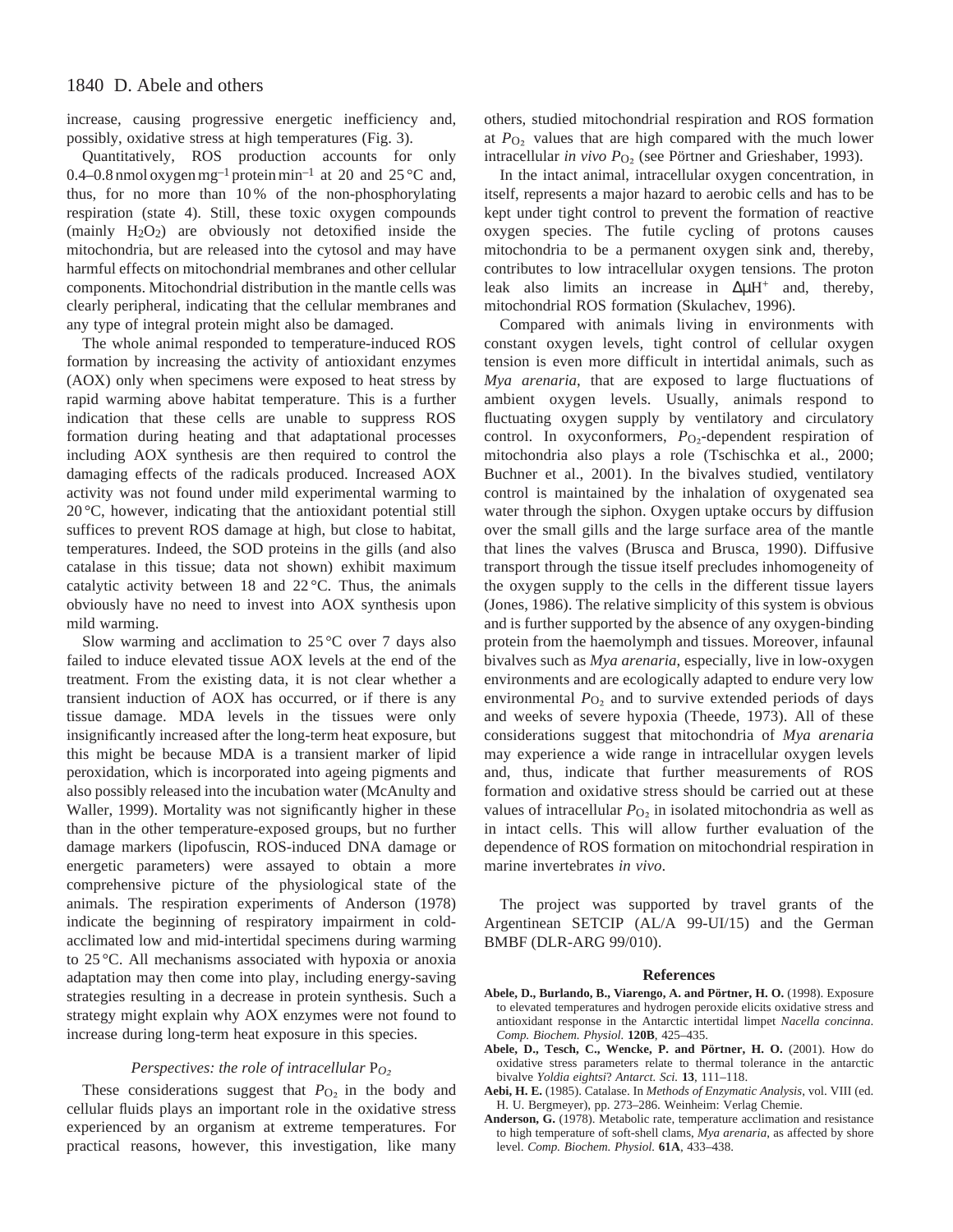increase, causing progressive energetic inefficiency and, possibly, oxidative stress at high temperatures (Fig. 3).

Quantitatively, ROS production accounts for only 0.4–0.8 nmol oxygen $mg^{-1}$ protein $min^{-1}$ at 20 and 25 °C and, thus, for no more than 10 % of the non-phosphorylating respiration (state 4). Still, these toxic oxygen compounds (mainly $H_2O_2$) are obviously not detoxified inside the mitochondria, but are released into the cytosol and may have harmful effects on mitochondrial membranes and other cellular components. Mitochondrial distribution in the mantle cells was clearly peripheral, indicating that the cellular membranes and any type of integral protein might also be damaged.

The whole animal responded to temperature-induced ROS formation by increasing the activity of antioxidant enzymes (AOX) only when specimens were exposed to heat stress by rapid warming above habitat temperature. This is a further indication that these cells are unable to suppress ROS formation during heating and that adaptational processes including AOX synthesis are then required to control the damaging effects of the radicals produced. Increased AOX activity was not found under mild experimental warming to 20 °C, however, indicating that the antioxidant potential still suffices to prevent ROS damage at high, but close to habitat, temperatures. Indeed, the SOD proteins in the gills (and also catalase in this tissue; data not shown) exhibit maximum catalytic activity between 18 and 22 °C. Thus, the animals obviously have no need to invest into AOX synthesis upon mild warming.

Slow warming and acclimation to 25 °C over 7 days also failed to induce elevated tissue AOX levels at the end of the treatment. From the existing data, it is not clear whether a transient induction of AOX has occurred, or if there is any tissue damage. MDA levels in the tissues were only insignificantly increased after the long-term heat exposure, but this might be because MDA is a transient marker of lipid peroxidation, which is incorporated into ageing pigments and also possibly released into the incubation water (McAnulty and Waller, 1999). Mortality was not significantly higher in these than in the other temperature-exposed groups, but no further damage markers (lipofuscin, ROS-induced DNA damage or energetic parameters) were assayed to obtain a more comprehensive picture of the physiological state of the animals. The respiration experiments of Anderson (1978) indicate the beginning of respiratory impairment in cold-acclimated low and mid-intertidal specimens during warming to 25 °C. All mechanisms associated with hypoxia or anoxia adaptation may then come into play, including energy-saving strategies resulting in a decrease in protein synthesis. Such a strategy might explain why AOX enzymes were not found to increase during long-term heat exposure in this species.

### *Perspectives: the role of intracellular* $P_{O_2}$

These considerations suggest that $P_{O_2}$ in the body and cellular fluids plays an important role in the oxidative stress experienced by an organism at extreme temperatures. For practical reasons, however, this investigation, like many others, studied mitochondrial respiration and ROS formation at $P_{O_2}$ values that are high compared with the much lower intracellular *in vivo* $P_{O_2}$ (see Pörtner and Grieshaber, 1993).

In the intact animal, intracellular oxygen concentration, in itself, represents a major hazard to aerobic cells and has to be kept under tight control to prevent the formation of reactive oxygen species. The futile cycling of protons causes mitochondria to be a permanent oxygen sink and, thereby, contributes to low intracellular oxygen tensions. The proton leak also limits an increase in $\Delta\mu H^+$ and, thereby, mitochondrial ROS formation (Skulachev, 1996).

Compared with animals living in environments with constant oxygen levels, tight control of cellular oxygen tension is even more difficult in intertidal animals, such as *Mya arenaria*, that are exposed to large fluctuations of ambient oxygen levels. Usually, animals respond to fluctuating oxygen supply by ventilatory and circulatory control. In oxyconformers, $P_{O_2}$-dependent respiration of mitochondria also plays a role (Tschischka et al., 2000; Buchner et al., 2001). In the bivalves studied, ventilatory control is maintained by the inhalation of oxygenated sea water through the siphon. Oxygen uptake occurs by diffusion over the small gills and the large surface area of the mantle that lines the valves (Brusca and Brusca, 1990). Diffusive transport through the tissue itself precludes inhomogeneity of the oxygen supply to the cells in the different tissue layers (Jones, 1986). The relative simplicity of this system is obvious and is further supported by the absence of any oxygen-binding protein from the haemolymph and tissues. Moreover, infaunal bivalves such as *Mya arenaria*, especially, live in low-oxygen environments and are ecologically adapted to endure very low environmental $P_{O_2}$ and to survive extended periods of days and weeks of severe hypoxia (Theede, 1973). All of these considerations suggest that mitochondria of *Mya arenaria* may experience a wide range in intracellular oxygen levels and, thus, indicate that further measurements of ROS formation and oxidative stress should be carried out at these values of intracellular $P_{O_2}$ in isolated mitochondria as well as in intact cells. This will allow further evaluation of the dependence of ROS formation on mitochondrial respiration in marine invertebrates *in vivo*.

The project was supported by travel grants of the Argentinean SETCIP (AL/A 99-UI/15) and the German BMBF (DLR-ARG 99/010).

## References

**Abele, D., Burlando, B., Viarengo, A. and Pörtner, H. O.** (1998). Exposure to elevated temperatures and hydrogen peroxide elicits oxidative stress and antioxidant response in the Antarctic intertidal limpet *Nacella concinna*. *Comp. Biochem. Physiol.* **120B**, 425–435.

**Abele, D., Tesch, C., Wencke, P. and Pörtner, H. O.** (2001). How do oxidative stress parameters relate to thermal tolerance in the antarctic bivalve *Yoldia eightsi*? *Antarct. Sci.* **13**, 111–118.

**Aebi, H. E.** (1985). Catalase. In *Methods of Enzymatic Analysis*, vol. VIII (ed. H. U. Bergmeyer), pp. 273–286. Weinheim: Verlag Chemie.

**Anderson, G.** (1978). Metabolic rate, temperature acclimation and resistance to high temperature of soft-shell clams, *Mya arenaria*, as affected by shore level. *Comp. Biochem. Physiol.* **61A**, 433–438.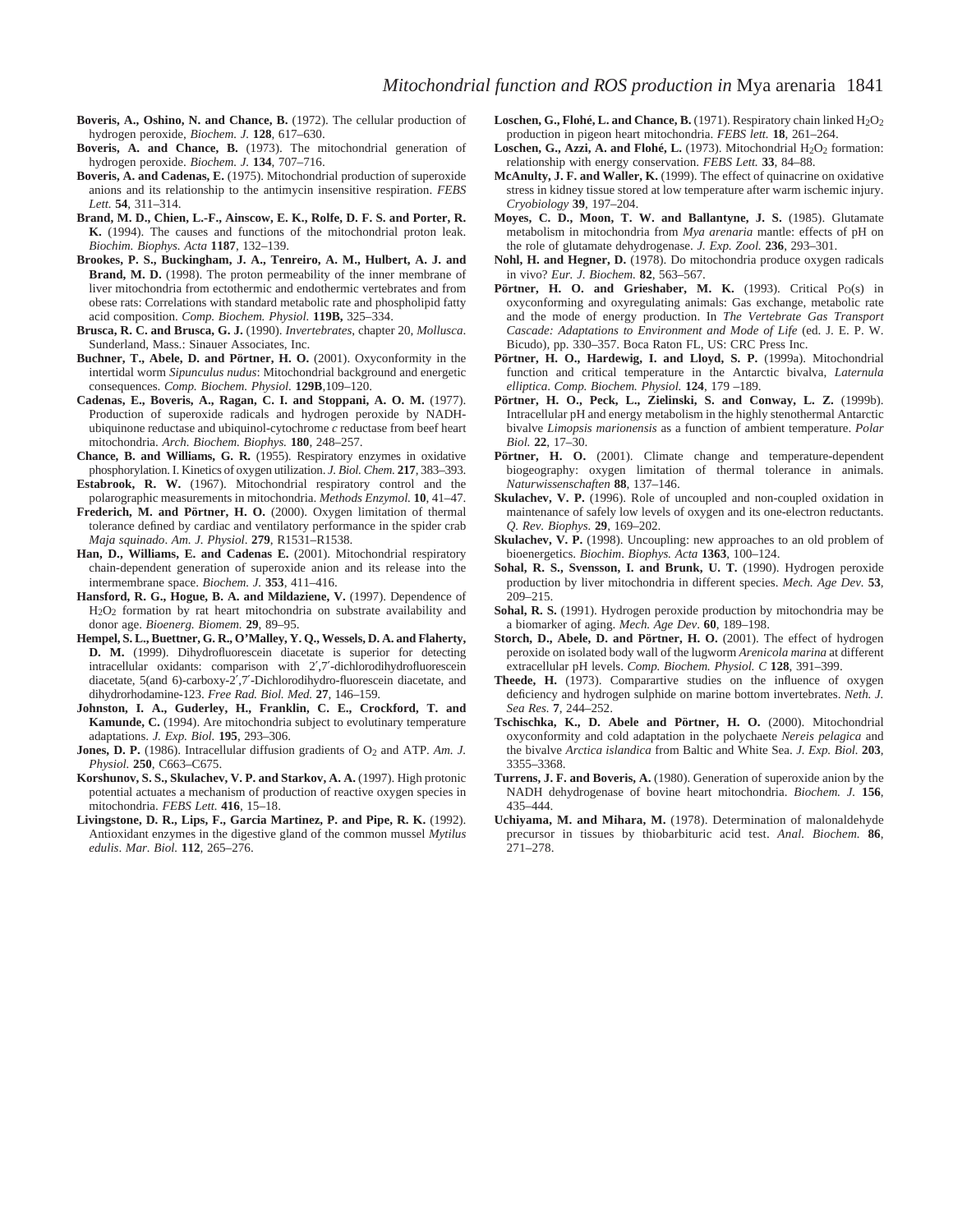**Boveris, A., Oshino, N. and Chance, B.** (1972). The cellular production of hydrogen peroxide, *Biochem. J.* **128**, 617–630.

**Boveris, A. and Chance, B.** (1973). The mitochondrial generation of hydrogen peroxide. *Biochem. J.* **134**, 707–716.

**Boveris, A. and Cadenas, E.** (1975). Mitochondrial production of superoxide anions and its relationship to the antimycin insensitive respiration. *FEBS Lett.* **54**, 311–314.

**Brand, M. D., Chien, L.-F., Ainscow, E. K., Rolfe, D. F. S. and Porter, R. K.** (1994). The causes and functions of the mitochondrial proton leak. *Biochim. Biophys. Acta* **1187**, 132–139.

**Brookes, P. S., Buckingham, J. A., Tenreiro, A. M., Hulbert, A. J. and Brand, M. D.** (1998). The proton permeability of the inner membrane of liver mitochondria from ectothermic and endothermic vertebrates and from obese rats: Correlations with standard metabolic rate and phospholipid fatty acid composition. *Comp. Biochem. Physiol.* **119B,** 325–334.

**Brusca, R. C. and Brusca, G. J.** (1990). *Invertebrates*, chapter 20, *Mollusca*. Sunderland, Mass.: Sinauer Associates, Inc.

**Buchner, T., Abele, D. and Pörtner, H. O.** (2001). Oxyconformity in the intertidal worm *Sipunculus nudus*: Mitochondrial background and energetic consequences. *Comp. Biochem. Physiol.* **129B**,109–120.

**Cadenas, E., Boveris, A., Ragan, C. I. and Stoppani, A. O. M.** (1977). Production of superoxide radicals and hydrogen peroxide by NADH-ubiquinone reductase and ubiquinol-cytochrome *c* reductase from beef heart mitochondria. *Arch. Biochem. Biophys.* **180**, 248–257.

**Chance, B. and Williams, G. R.** (1955). Respiratory enzymes in oxidative phosphorylation. I. Kinetics of oxygen utilization. *J. Biol. Chem.* **217**, 383–393.

**Estabrook, R. W.** (1967). Mitochondrial respiratory control and the polarographic measurements in mitochondria. *Methods Enzymol.* **10**, 41–47.

**Frederich, M. and Pörtner, H. O.** (2000). Oxygen limitation of thermal tolerance defined by cardiac and ventilatory performance in the spider crab *Maja squinado*. *Am. J. Physiol*. **279**, R1531–R1538.

**Han, D., Williams, E. and Cadenas E.** (2001). Mitochondrial respiratory chain-dependent generation of superoxide anion and its release into the intermembrane space. *Biochem. J.* **353**, 411–416.

**Hansford, R. G., Hogue, B. A. and Mildaziene, V.** (1997). Dependence of $H_2O_2$ formation by rat heart mitochondria on substrate availability and donor age. *Bioenerg. Biomem.* **29**, 89–95.

**Hempel, S. L., Buettner, G. R., O'Malley, Y. Q., Wessels, D. A. and Flaherty, D. M.** (1999). Dihydrofluorescein diacetate is superior for detecting intracellular oxidants: comparison with 2′,7′-dichlorodihydrofluorescein diacetate, 5(and 6)-carboxy-2′,7′-Dichlorodihydro-fluorescein diacetate, and dihydrorhodamine-123. *Free Rad. Biol. Med.* **27**, 146–159.

**Johnston, I. A., Guderley, H., Franklin, C. E., Crockford, T. and Kamunde, C.** (1994). Are mitochondria subject to evolutinary temperature adaptations. *J. Exp. Biol.* **195**, 293–306.

**Jones, D. P.** (1986). Intracellular diffusion gradients of $O_2$ and ATP. *Am. J. Physiol.* **250**, C663–C675.

**Korshunov, S. S., Skulachev, V. P. and Starkov, A. A.** (1997). High protonic potential actuates a mechanism of production of reactive oxygen species in mitochondria. *FEBS Lett.* **416**, 15–18.

**Livingstone, D. R., Lips, F., Garcia Martinez, P. and Pipe, R. K.** (1992). Antioxidant enzymes in the digestive gland of the common mussel *Mytilus edulis*. *Mar. Biol.* **112**, 265–276.

**Loschen, G., Flohé, L. and Chance, B.** (1971). Respiratory chain linked $H_2O_2$ production in pigeon heart mitochondria. *FEBS lett.* **18**, 261–264.

**Loschen, G., Azzi, A. and Flohé, L.** (1973). Mitochondrial $H_2O_2$ formation: relationship with energy conservation. *FEBS Lett.* **33**, 84–88.

**McAnulty, J. F. and Waller, K.** (1999). The effect of quinacrine on oxidative stress in kidney tissue stored at low temperature after warm ischemic injury. *Cryobiology* **39**, 197–204.

**Moyes, C. D., Moon, T. W. and Ballantyne, J. S.** (1985). Glutamate metabolism in mitochondria from *Mya arenaria* mantle: effects of pH on the role of glutamate dehydrogenase. *J. Exp. Zool.* **236**, 293–301.

**Nohl, H. and Hegner, D.** (1978). Do mitochondria produce oxygen radicals in vivo? *Eur. J. Biochem.* **82**, 563–567.

**Pörtner, H. O. and Grieshaber, M. K.** (1993). Critical $P_O$(s) in oxyconforming and oxyregulating animals: Gas exchange, metabolic rate and the mode of energy production. In *The Vertebrate Gas Transport Cascade: Adaptations to Environment and Mode of Life* (ed. J. E. P. W. Bicudo), pp. 330–357. Boca Raton FL, US: CRC Press Inc.

**Pörtner, H. O., Hardewig, I. and Lloyd, S. P.** (1999a). Mitochondrial function and critical temperature in the Antarctic bivalva, *Laternula elliptica*. *Comp. Biochem. Physiol.* **124**, 179 –189.

**Pörtner, H. O., Peck, L., Zielinski, S. and Conway, L. Z.** (1999b). Intracellular pH and energy metabolism in the highly stenothermal Antarctic bivalve *Limopsis marionensis* as a function of ambient temperature. *Polar Biol.* **22**, 17–30.

**Pörtner, H. O.** (2001). Climate change and temperature-dependent biogeography: oxygen limitation of thermal tolerance in animals. *Naturwissenschaften* **88**, 137–146.

**Skulachev, V. P.** (1996). Role of uncoupled and non-coupled oxidation in maintenance of safely low levels of oxygen and its one-electron reductants. *Q. Rev. Biophys.* **29**, 169–202.

**Skulachev, V. P.** (1998). Uncoupling: new approaches to an old problem of bioenergetics. *Biochim. Biophys. Acta* **1363**, 100–124.

**Sohal, R. S., Svensson, I. and Brunk, U. T.** (1990). Hydrogen peroxide production by liver mitochondria in different species. *Mech. Age Dev.* **53**, 209–215.

**Sohal, R. S.** (1991). Hydrogen peroxide production by mitochondria may be a biomarker of aging. *Mech. Age Dev*. **60**, 189–198.

**Storch, D., Abele, D. and Pörtner, H. O.** (2001). The effect of hydrogen peroxide on isolated body wall of the lugworm *Arenicola marina* at different extracellular pH levels. *Comp. Biochem. Physiol. C* **128**, 391–399.

**Theede, H.** (1973). Comparartive studies on the influence of oxygen deficiency and hydrogen sulphide on marine bottom invertebrates. *Neth. J. Sea Res.* **7**, 244–252.

**Tschischka, K., D. Abele and Pörtner, H. O.** (2000). Mitochondrial oxyconformity and cold adaptation in the polychaete *Nereis pelagica* and the bivalve *Arctica islandica* from Baltic and White Sea. *J. Exp. Biol.* **203**, 3355–3368.

**Turrens, J. F. and Boveris, A.** (1980). Generation of superoxide anion by the NADH dehydrogenase of bovine heart mitochondria. *Biochem. J.* **156**, 435–444.

**Uchiyama, M. and Mihara, M.** (1978). Determination of malonaldehyde precursor in tissues by thiobarbituric acid test. *Anal. Biochem.* **86**, 271–278.